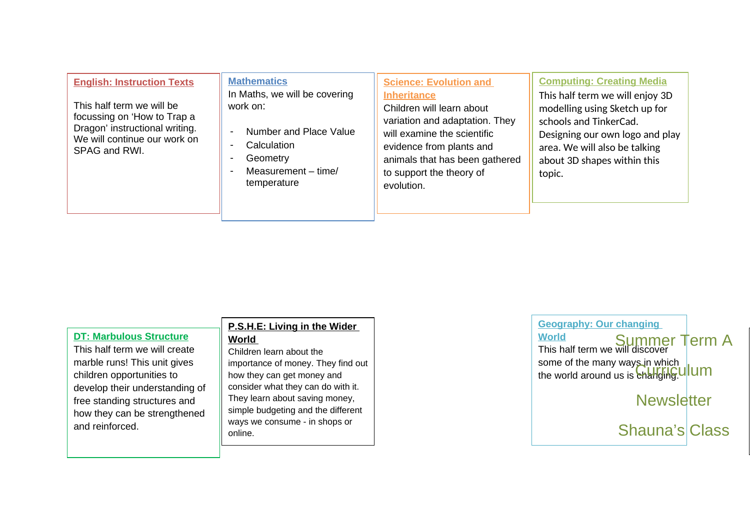# Summer Term A Curriculum Newsletter

## Shauna's Class

### English: Instruction Texts

This half term we will be focussing on 'How to Trap a Dragon' instructional writing. We will continue our work on SPAG and RWI.

### Mathematics

In Maths, we will be covering work on:

- Number and Place Value
- Calculation
- Geometry
- Measurement – time/ temperature

### Science: Evolution and Inheritance

Children will learn about variation and adaptation. They will examine the scientific evidence from plants and animals that has been gathered to support the theory of evolution.

### Computing: Creating Media

This half term we will enjoy 3D modelling using Sketch up for schools and TinkerCad. Designing our own logo and play area. We will also be talking about 3D shapes within this topic.

### DT: Marbulous Structure

This half term we will create marble runs! This unit gives children opportunities to develop their understanding of free standing structures and how they can be strengthened and reinforced.

### P.S.H.E: Living in the Wider World

Children learn about the importance of money. They find out how they can get money and consider what they can do with it. They learn about saving money, simple budgeting and the different ways we consume - in shops or online.

### Geography: Our changing World

This half term we will discover some of the many ways in which the world around us is changing.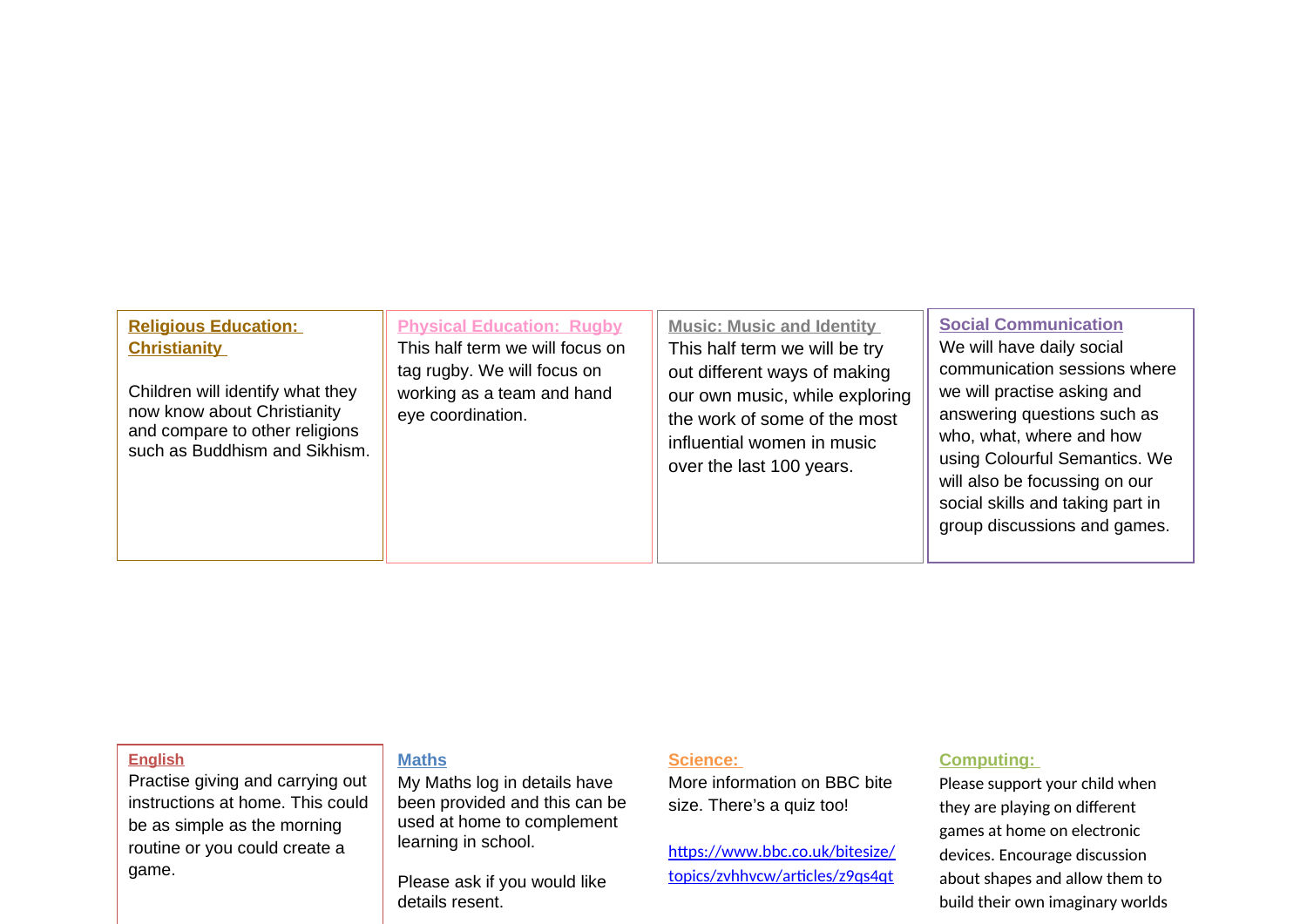## Religious Education: Christianity

Children will identify what they now know about Christianity and compare to other religions such as Buddhism and Sikhism.

## Physical Education: Rugby

This half term we will focus on tag rugby. We will focus on working as a team and hand eye coordination.

## Music: Music and Identity

This half term we will be try out different ways of making our own music, while exploring the work of some of the most influential women in music over the last 100 years.

## Social Communication

We will have daily social communication sessions where we will practise asking and answering questions such as who, what, where and how using Colourful Semantics. We will also be focussing on our social skills and taking part in group discussions and games.

## English

Practise giving and carrying out instructions at home. This could be as simple as the morning routine or you could create a game.

## Maths

My Maths log in details have been provided and this can be used at home to complement learning in school.

Please ask if you would like details resent.

## Science:

More information on BBC bite size. There's a quiz too!

https://www.bbc.co.uk/bitesize/topics/zvhhvcw/articles/z9qs4qt

## Computing:

Please support your child when they are playing on different games at home on electronic devices. Encourage discussion about shapes and allow them to build their own imaginary worlds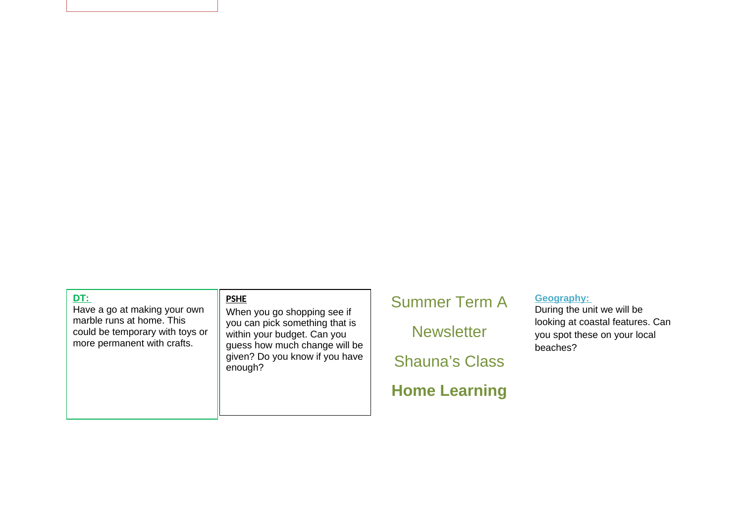**DT:**

Have a go at making your own marble runs at home. This could be temporary with toys or more permanent with crafts.

**PSHE**

When you go shopping see if you can pick something that is within your budget. Can you guess how much change will be given? Do you know if you have enough?

Summer Term A

Newsletter

Shauna's Class

**Home Learning**

**Geography:**

During the unit we will be looking at coastal features. Can you spot these on your local beaches?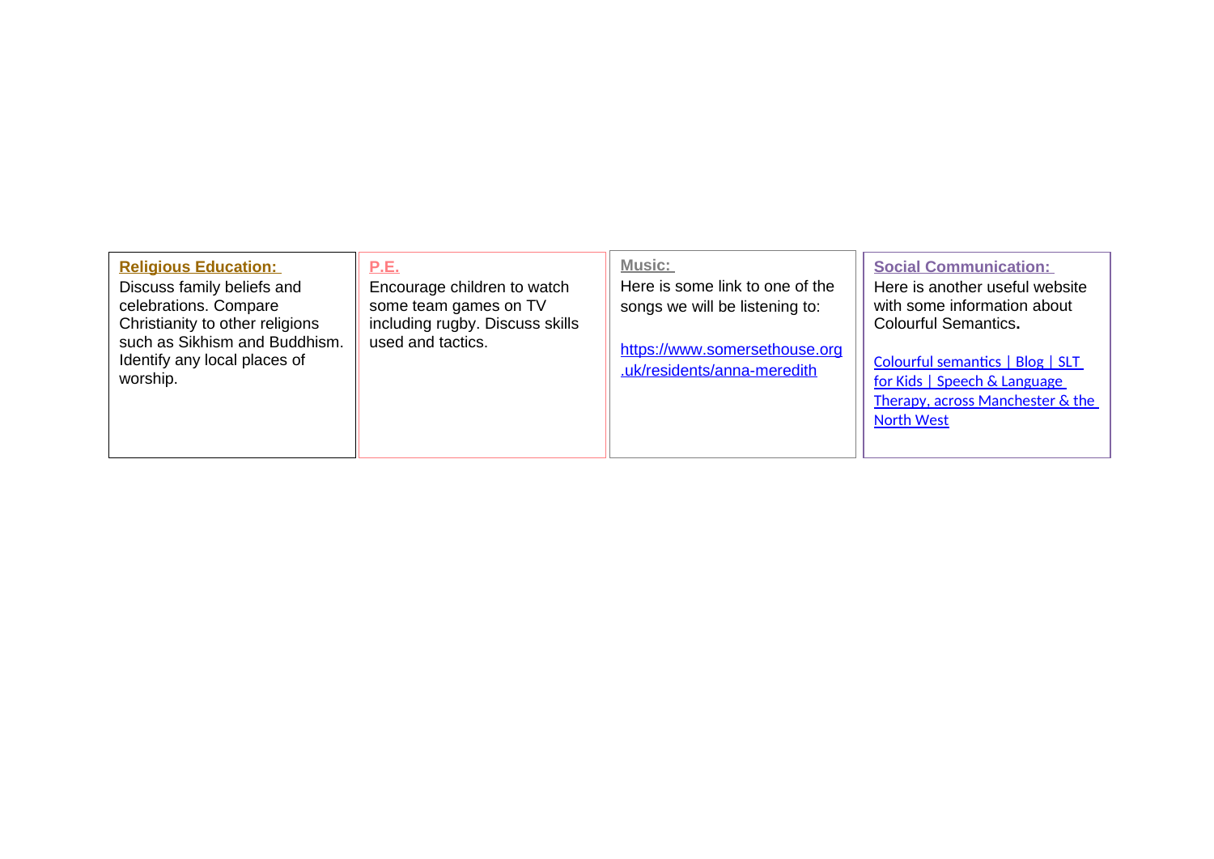| | | | |
|---|---|---|---|
| **Religious Education:** Discuss family beliefs and celebrations. Compare Christianity to other religions such as Sikhism and Buddhism. Identify any local places of worship. | **P.E.** Encourage children to watch some team games on TV including rugby. Discuss skills used and tactics. | **Music:** Here is some link to one of the songs we will be listening to: https://www.somersethouse.org.uk/residents/anna-meredith | **Social Communication:** Here is another useful website with some information about Colourful Semantics**.** Colourful semantics \| Blog \| SLT for Kids \| Speech & Language Therapy, across Manchester & the North West |